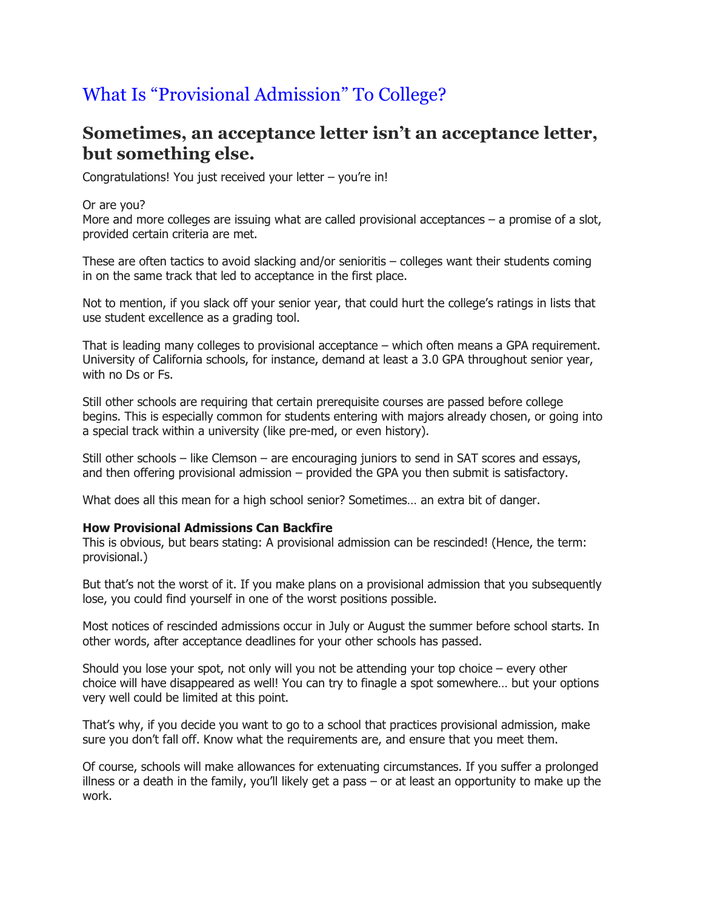# What Is "Provisional Admission" To College?

## Sometimes, an acceptance letter isn't an acceptance letter, but something else.

Congratulations! You just received your letter – you're in!

Or are you?
More and more colleges are issuing what are called provisional acceptances – a promise of a slot, provided certain criteria are met.

These are often tactics to avoid slacking and/or senioritis – colleges want their students coming in on the same track that led to acceptance in the first place.

Not to mention, if you slack off your senior year, that could hurt the college's ratings in lists that use student excellence as a grading tool.

That is leading many colleges to provisional acceptance – which often means a GPA requirement. University of California schools, for instance, demand at least a 3.0 GPA throughout senior year, with no Ds or Fs.

Still other schools are requiring that certain prerequisite courses are passed before college begins. This is especially common for students entering with majors already chosen, or going into a special track within a university (like pre-med, or even history).

Still other schools – like Clemson – are encouraging juniors to send in SAT scores and essays, and then offering provisional admission – provided the GPA you then submit is satisfactory.

What does all this mean for a high school senior? Sometimes… an extra bit of danger.

**How Provisional Admissions Can Backfire**
This is obvious, but bears stating: A provisional admission can be rescinded! (Hence, the term: provisional.)

But that's not the worst of it. If you make plans on a provisional admission that you subsequently lose, you could find yourself in one of the worst positions possible.

Most notices of rescinded admissions occur in July or August the summer before school starts. In other words, after acceptance deadlines for your other schools has passed.

Should you lose your spot, not only will you not be attending your top choice – every other choice will have disappeared as well! You can try to finagle a spot somewhere… but your options very well could be limited at this point.

That's why, if you decide you want to go to a school that practices provisional admission, make sure you don't fall off. Know what the requirements are, and ensure that you meet them.

Of course, schools will make allowances for extenuating circumstances. If you suffer a prolonged illness or a death in the family, you'll likely get a pass – or at least an opportunity to make up the work.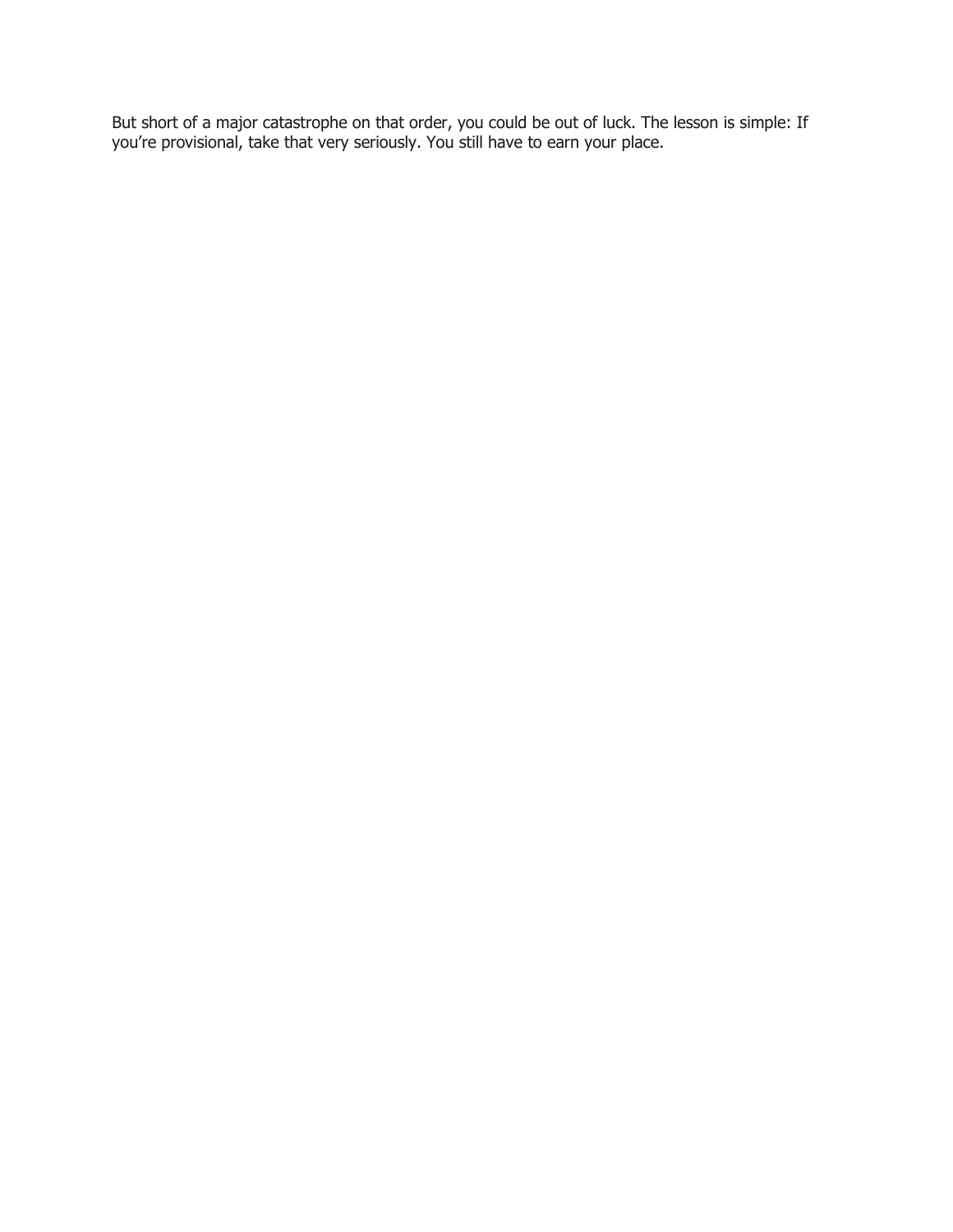But short of a major catastrophe on that order, you could be out of luck. The lesson is simple: If you're provisional, take that very seriously. You still have to earn your place.